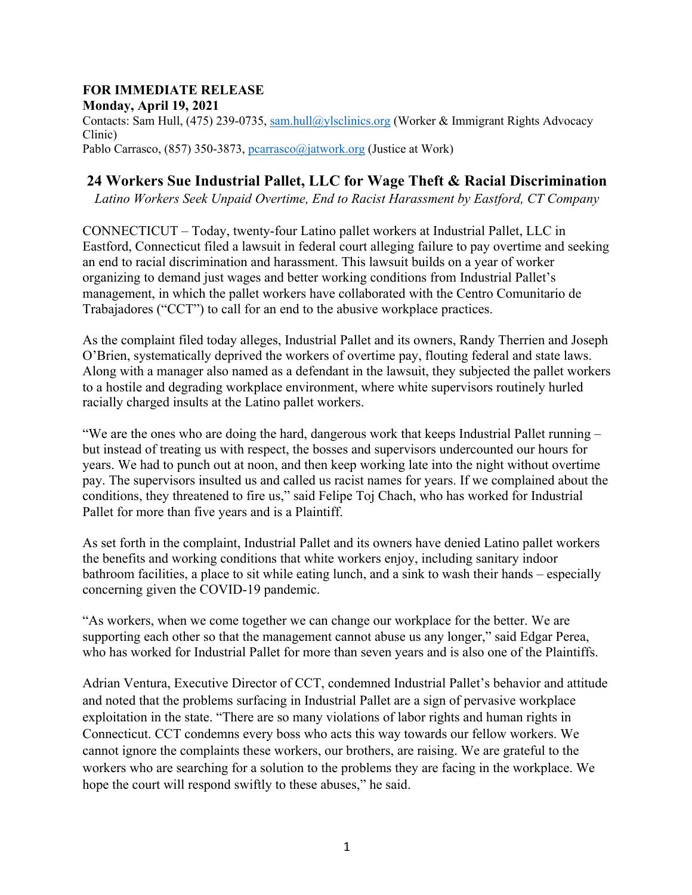**FOR IMMEDIATE RELEASE**
**Monday, April 19, 2021**
Contacts: Sam Hull, (475) 239-0735, sam.hull@ylsclinics.org (Worker & Immigrant Rights Advocacy Clinic)
Pablo Carrasco, (857) 350-3873, pcarrasco@jatwork.org (Justice at Work)

# 24 Workers Sue Industrial Pallet, LLC for Wage Theft & Racial Discrimination

*Latino Workers Seek Unpaid Overtime, End to Racist Harassment by Eastford, CT Company*

CONNECTICUT – Today, twenty-four Latino pallet workers at Industrial Pallet, LLC in Eastford, Connecticut filed a lawsuit in federal court alleging failure to pay overtime and seeking an end to racial discrimination and harassment. This lawsuit builds on a year of worker organizing to demand just wages and better working conditions from Industrial Pallet's management, in which the pallet workers have collaborated with the Centro Comunitario de Trabajadores ("CCT") to call for an end to the abusive workplace practices.

As the complaint filed today alleges, Industrial Pallet and its owners, Randy Therrien and Joseph O'Brien, systematically deprived the workers of overtime pay, flouting federal and state laws. Along with a manager also named as a defendant in the lawsuit, they subjected the pallet workers to a hostile and degrading workplace environment, where white supervisors routinely hurled racially charged insults at the Latino pallet workers.

"We are the ones who are doing the hard, dangerous work that keeps Industrial Pallet running – but instead of treating us with respect, the bosses and supervisors undercounted our hours for years. We had to punch out at noon, and then keep working late into the night without overtime pay. The supervisors insulted us and called us racist names for years. If we complained about the conditions, they threatened to fire us," said Felipe Toj Chach, who has worked for Industrial Pallet for more than five years and is a Plaintiff.

As set forth in the complaint, Industrial Pallet and its owners have denied Latino pallet workers the benefits and working conditions that white workers enjoy, including sanitary indoor bathroom facilities, a place to sit while eating lunch, and a sink to wash their hands – especially concerning given the COVID-19 pandemic.

"As workers, when we come together we can change our workplace for the better. We are supporting each other so that the management cannot abuse us any longer," said Edgar Perea, who has worked for Industrial Pallet for more than seven years and is also one of the Plaintiffs.

Adrian Ventura, Executive Director of CCT, condemned Industrial Pallet's behavior and attitude and noted that the problems surfacing in Industrial Pallet are a sign of pervasive workplace exploitation in the state. "There are so many violations of labor rights and human rights in Connecticut. CCT condemns every boss who acts this way towards our fellow workers. We cannot ignore the complaints these workers, our brothers, are raising. We are grateful to the workers who are searching for a solution to the problems they are facing in the workplace. We hope the court will respond swiftly to these abuses," he said.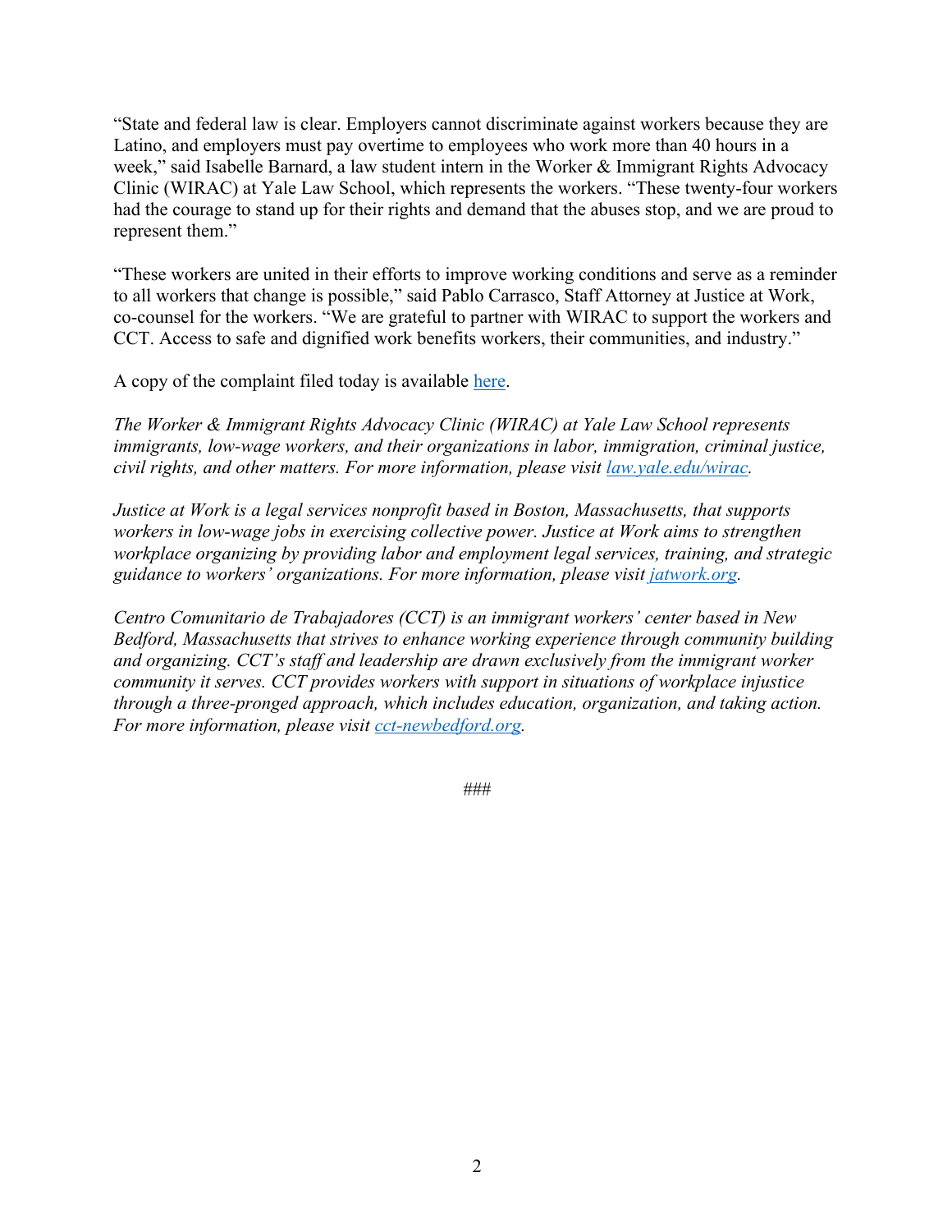"State and federal law is clear. Employers cannot discriminate against workers because they are Latino, and employers must pay overtime to employees who work more than 40 hours in a week," said Isabelle Barnard, a law student intern in the Worker & Immigrant Rights Advocacy Clinic (WIRAC) at Yale Law School, which represents the workers. "These twenty-four workers had the courage to stand up for their rights and demand that the abuses stop, and we are proud to represent them."

"These workers are united in their efforts to improve working conditions and serve as a reminder to all workers that change is possible," said Pablo Carrasco, Staff Attorney at Justice at Work, co-counsel for the workers. "We are grateful to partner with WIRAC to support the workers and CCT. Access to safe and dignified work benefits workers, their communities, and industry."

A copy of the complaint filed today is available here.

*The Worker & Immigrant Rights Advocacy Clinic (WIRAC) at Yale Law School represents immigrants, low-wage workers, and their organizations in labor, immigration, criminal justice, civil rights, and other matters. For more information, please visit law.yale.edu/wirac.*

*Justice at Work is a legal services nonprofit based in Boston, Massachusetts, that supports workers in low-wage jobs in exercising collective power. Justice at Work aims to strengthen workplace organizing by providing labor and employment legal services, training, and strategic guidance to workers' organizations. For more information, please visit jatwork.org.*

*Centro Comunitario de Trabajadores (CCT) is an immigrant workers' center based in New Bedford, Massachusetts that strives to enhance working experience through community building and organizing. CCT's staff and leadership are drawn exclusively from the immigrant worker community it serves. CCT provides workers with support in situations of workplace injustice through a three-pronged approach, which includes education, organization, and taking action. For more information, please visit cct-newbedford.org.*

###